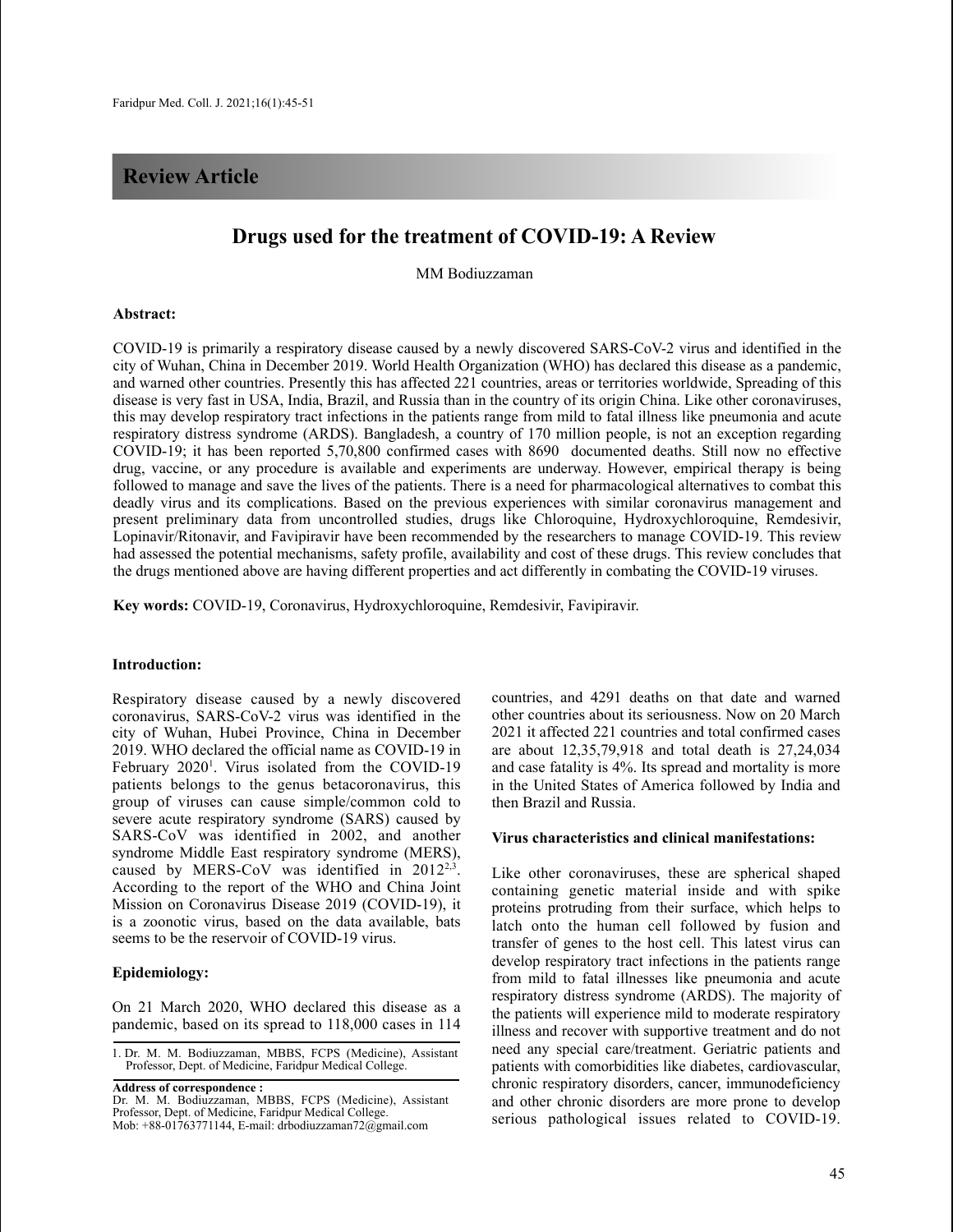## Review Article

# Drugs used for the treatment of COVID-19: A Review

MM Bodiuzzaman

**Abstract:**

COVID-19 is primarily a respiratory disease caused by a newly discovered SARS-CoV-2 virus and identified in the city of Wuhan, China in December 2019. World Health Organization (WHO) has declared this disease as a pandemic, and warned other countries. Presently this has affected 221 countries, areas or territories worldwide, Spreading of this disease is very fast in USA, India, Brazil, and Russia than in the country of its origin China. Like other coronaviruses, this may develop respiratory tract infections in the patients range from mild to fatal illness like pneumonia and acute respiratory distress syndrome (ARDS). Bangladesh, a country of 170 million people, is not an exception regarding COVID-19; it has been reported 5,70,800 confirmed cases with 8690 documented deaths. Still now no effective drug, vaccine, or any procedure is available and experiments are underway. However, empirical therapy is being followed to manage and save the lives of the patients. There is a need for pharmacological alternatives to combat this deadly virus and its complications. Based on the previous experiences with similar coronavirus management and present preliminary data from uncontrolled studies, drugs like Chloroquine, Hydroxychloroquine, Remdesivir, Lopinavir/Ritonavir, and Favipiravir have been recommended by the researchers to manage COVID-19. This review had assessed the potential mechanisms, safety profile, availability and cost of these drugs. This review concludes that the drugs mentioned above are having different properties and act differently in combating the COVID-19 viruses.

**Key words:** COVID-19, Coronavirus, Hydroxychloroquine, Remdesivir, Favipiravir.

**Introduction:**

Respiratory disease caused by a newly discovered coronavirus, SARS-CoV-2 virus was identified in the city of Wuhan, Hubei Province, China in December 2019. WHO declared the official name as COVID-19 in February 2020[1]. Virus isolated from the COVID-19 patients belongs to the genus betacoronavirus, this group of viruses can cause simple/common cold to severe acute respiratory syndrome (SARS) caused by SARS-CoV was identified in 2002, and another syndrome Middle East respiratory syndrome (MERS), caused by MERS-CoV was identified in 2012[2,3]. According to the report of the WHO and China Joint Mission on Coronavirus Disease 2019 (COVID-19), it is a zoonotic virus, based on the data available, bats seems to be the reservoir of COVID-19 virus.

**Epidemiology:**

On 21 March 2020, WHO declared this disease as a pandemic, based on its spread to 118,000 cases in 114 countries, and 4291 deaths on that date and warned other countries about its seriousness. Now on 20 March 2021 it affected 221 countries and total confirmed cases are about 12,35,79,918 and total death is 27,24,034 and case fatality is 4%. Its spread and mortality is more in the United States of America followed by India and then Brazil and Russia.

**Virus characteristics and clinical manifestations:**

Like other coronaviruses, these are spherical shaped containing genetic material inside and with spike proteins protruding from their surface, which helps to latch onto the human cell followed by fusion and transfer of genes to the host cell. This latest virus can develop respiratory tract infections in the patients range from mild to fatal illnesses like pneumonia and acute respiratory distress syndrome (ARDS). The majority of the patients will experience mild to moderate respiratory illness and recover with supportive treatment and do not need any special care/treatment. Geriatric patients and patients with comorbidities like diabetes, cardiovascular, chronic respiratory disorders, cancer, immunodeficiency and other chronic disorders are more prone to develop serious pathological issues related to COVID-19.

1. Dr. M. M. Bodiuzzaman, MBBS, FCPS (Medicine), Assistant Professor, Dept. of Medicine, Faridpur Medical College.

**Address of correspondence :**
Dr. M. M. Bodiuzzaman, MBBS, FCPS (Medicine), Assistant Professor, Dept. of Medicine, Faridpur Medical College.
Mob: +88-01763771144, E-mail: drbodiuzzaman72@gmail.com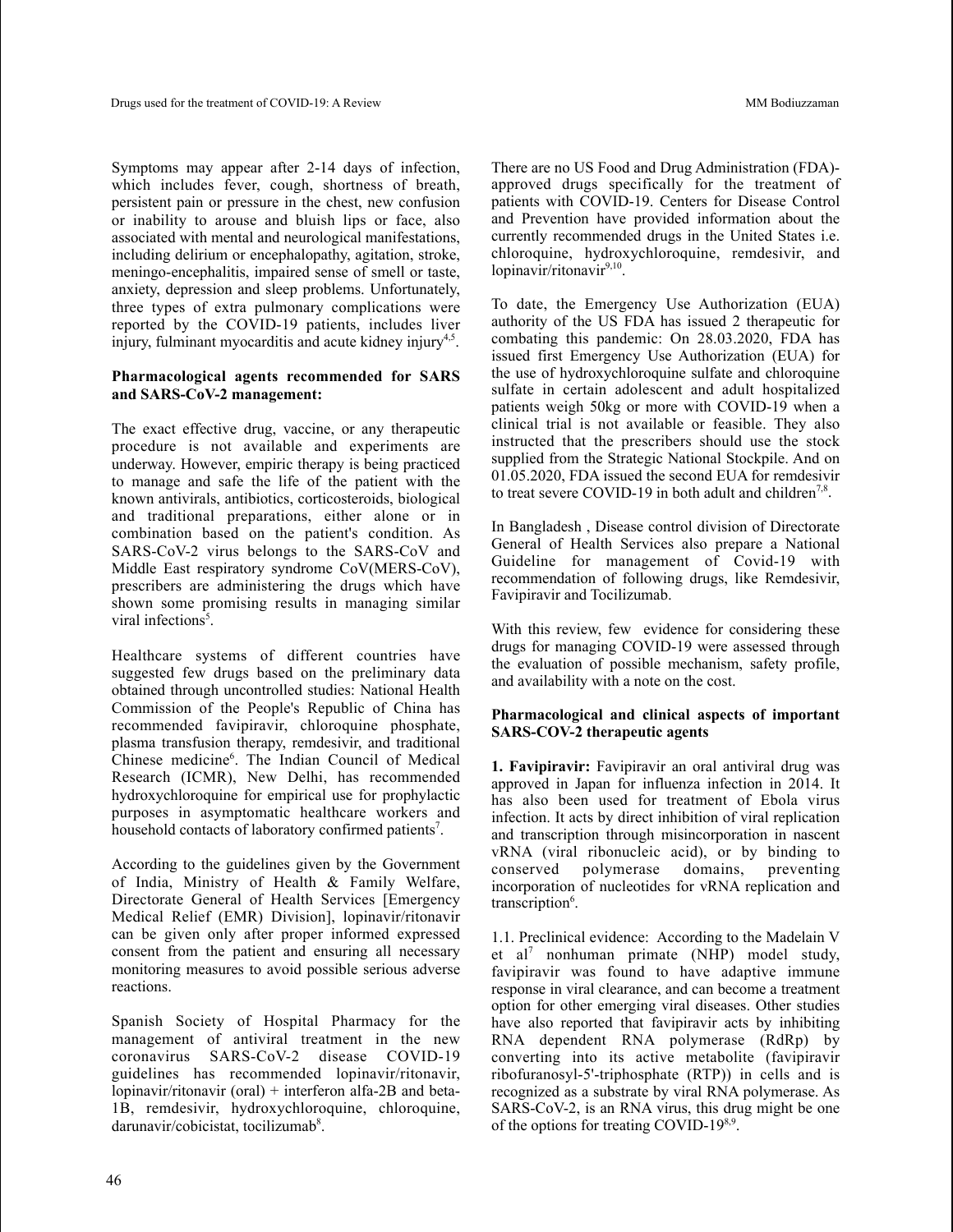Symptoms may appear after 2-14 days of infection, which includes fever, cough, shortness of breath, persistent pain or pressure in the chest, new confusion or inability to arouse and bluish lips or face, also associated with mental and neurological manifestations, including delirium or encephalopathy, agitation, stroke, meningo-encephalitis, impaired sense of smell or taste, anxiety, depression and sleep problems. Unfortunately, three types of extra pulmonary complications were reported by the COVID-19 patients, includes liver injury, fulminant myocarditis and acute kidney injury[4,5].

**Pharmacological agents recommended for SARS and SARS-CoV-2 management:**

The exact effective drug, vaccine, or any therapeutic procedure is not available and experiments are underway. However, empiric therapy is being practiced to manage and safe the life of the patient with the known antivirals, antibiotics, corticosteroids, biological and traditional preparations, either alone or in combination based on the patient's condition. As SARS-CoV-2 virus belongs to the SARS-CoV and Middle East respiratory syndrome CoV(MERS-CoV), prescribers are administering the drugs which have shown some promising results in managing similar viral infections[5].

Healthcare systems of different countries have suggested few drugs based on the preliminary data obtained through uncontrolled studies: National Health Commission of the People's Republic of China has recommended favipiravir, chloroquine phosphate, plasma transfusion therapy, remdesivir, and traditional Chinese medicine[6]. The Indian Council of Medical Research (ICMR), New Delhi, has recommended hydroxychloroquine for empirical use for prophylactic purposes in asymptomatic healthcare workers and household contacts of laboratory confirmed patients[7].

According to the guidelines given by the Government of India, Ministry of Health & Family Welfare, Directorate General of Health Services [Emergency Medical Relief (EMR) Division], lopinavir/ritonavir can be given only after proper informed expressed consent from the patient and ensuring all necessary monitoring measures to avoid possible serious adverse reactions.

Spanish Society of Hospital Pharmacy for the management of antiviral treatment in the new coronavirus SARS-CoV-2 disease COVID-19 guidelines has recommended lopinavir/ritonavir, lopinavir/ritonavir (oral) + interferon alfa-2B and beta-1B, remdesivir, hydroxychloroquine, chloroquine, darunavir/cobicistat, tocilizumab[8].

There are no US Food and Drug Administration (FDA)-approved drugs specifically for the treatment of patients with COVID-19. Centers for Disease Control and Prevention have provided information about the currently recommended drugs in the United States i.e. chloroquine, hydroxychloroquine, remdesivir, and lopinavir/ritonavir[9,10].

To date, the Emergency Use Authorization (EUA) authority of the US FDA has issued 2 therapeutic for combating this pandemic: On 28.03.2020, FDA has issued first Emergency Use Authorization (EUA) for the use of hydroxychloroquine sulfate and chloroquine sulfate in certain adolescent and adult hospitalized patients weigh 50kg or more with COVID-19 when a clinical trial is not available or feasible. They also instructed that the prescribers should use the stock supplied from the Strategic National Stockpile. And on 01.05.2020, FDA issued the second EUA for remdesivir to treat severe COVID-19 in both adult and children[7,8].

In Bangladesh , Disease control division of Directorate General of Health Services also prepare a National Guideline for management of Covid-19 with recommendation of following drugs, like Remdesivir, Favipiravir and Tocilizumab.

With this review, few evidence for considering these drugs for managing COVID-19 were assessed through the evaluation of possible mechanism, safety profile, and availability with a note on the cost.

**Pharmacological and clinical aspects of important SARS-COV-2 therapeutic agents**

**1. Favipiravir:** Favipiravir an oral antiviral drug was approved in Japan for influenza infection in 2014. It has also been used for treatment of Ebola virus infection. It acts by direct inhibition of viral replication and transcription through misincorporation in nascent vRNA (viral ribonucleic acid), or by binding to conserved polymerase domains, preventing incorporation of nucleotides for vRNA replication and transcription[6].

1.1. Preclinical evidence: According to the Madelain V et al[7] nonhuman primate (NHP) model study, favipiravir was found to have adaptive immune response in viral clearance, and can become a treatment option for other emerging viral diseases. Other studies have also reported that favipiravir acts by inhibiting RNA dependent RNA polymerase (RdRp) by converting into its active metabolite (favipiravir ribofuranosyl-5'-triphosphate (RTP)) in cells and is recognized as a substrate by viral RNA polymerase. As SARS-CoV-2, is an RNA virus, this drug might be one of the options for treating COVID-19[8,9].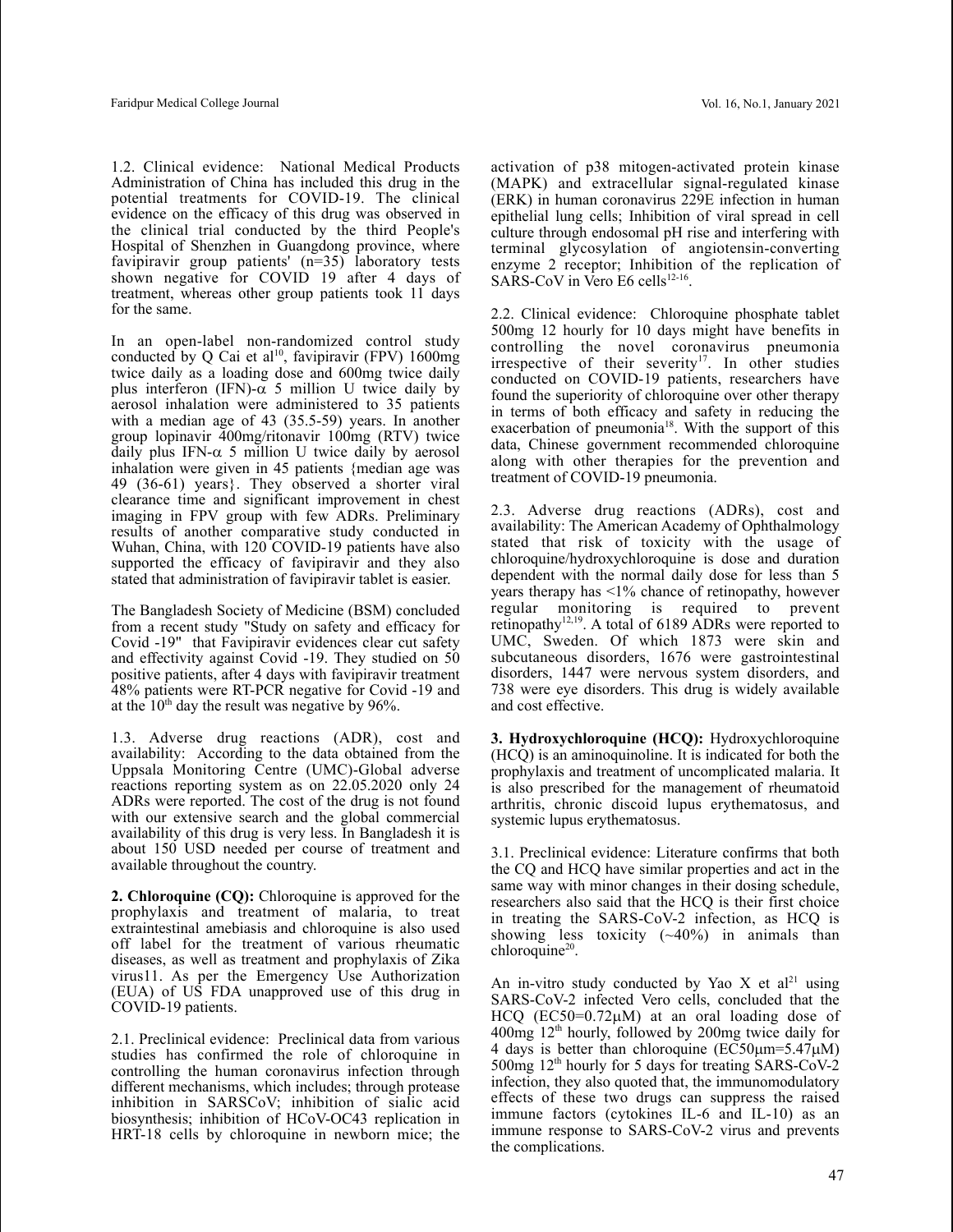1.2. Clinical evidence: National Medical Products Administration of China has included this drug in the potential treatments for COVID-19. The clinical evidence on the efficacy of this drug was observed in the clinical trial conducted by the third People's Hospital of Shenzhen in Guangdong province, where favipiravir group patients' (n=35) laboratory tests shown negative for COVID 19 after 4 days of treatment, whereas other group patients took 11 days for the same.

In an open-label non-randomized control study conducted by Q Cai et al[10], favipiravir (FPV) 1600mg twice daily as a loading dose and 600mg twice daily plus interferon (IFN)-α 5 million U twice daily by aerosol inhalation were administered to 35 patients with a median age of 43 (35.5-59) years. In another group lopinavir 400mg/ritonavir 100mg (RTV) twice daily plus IFN-α 5 million U twice daily by aerosol inhalation were given in 45 patients {median age was 49 (36-61) years}. They observed a shorter viral clearance time and significant improvement in chest imaging in FPV group with few ADRs. Preliminary results of another comparative study conducted in Wuhan, China, with 120 COVID-19 patients have also supported the efficacy of favipiravir and they also stated that administration of favipiravir tablet is easier.

The Bangladesh Society of Medicine (BSM) concluded from a recent study "Study on safety and efficacy for Covid -19" that Favipiravir evidences clear cut safety and effectivity against Covid -19. They studied on 50 positive patients, after 4 days with favipiravir treatment 48% patients were RT-PCR negative for Covid -19 and at the 10th day the result was negative by 96%.

1.3. Adverse drug reactions (ADR), cost and availability: According to the data obtained from the Uppsala Monitoring Centre (UMC)-Global adverse reactions reporting system as on 22.05.2020 only 24 ADRs were reported. The cost of the drug is not found with our extensive search and the global commercial availability of this drug is very less. In Bangladesh it is about 150 USD needed per course of treatment and available throughout the country.

**2. Chloroquine (CQ):** Chloroquine is approved for the prophylaxis and treatment of malaria, to treat extraintestinal amebiasis and chloroquine is also used off label for the treatment of various rheumatic diseases, as well as treatment and prophylaxis of Zika virus11. As per the Emergency Use Authorization (EUA) of US FDA unapproved use of this drug in COVID-19 patients.

2.1. Preclinical evidence: Preclinical data from various studies has confirmed the role of chloroquine in controlling the human coronavirus infection through different mechanisms, which includes; through protease inhibition in SARSCoV; inhibition of sialic acid biosynthesis; inhibition of HCoV-OC43 replication in HRT-18 cells by chloroquine in newborn mice; the activation of p38 mitogen-activated protein kinase (MAPK) and extracellular signal-regulated kinase (ERK) in human coronavirus 229E infection in human epithelial lung cells; Inhibition of viral spread in cell culture through endosomal pH rise and interfering with terminal glycosylation of angiotensin-converting enzyme 2 receptor; Inhibition of the replication of SARS-CoV in Vero E6 cells[12-16].

2.2. Clinical evidence: Chloroquine phosphate tablet 500mg 12 hourly for 10 days might have benefits in controlling the novel coronavirus pneumonia irrespective of their severity[17]. In other studies conducted on COVID-19 patients, researchers have found the superiority of chloroquine over other therapy in terms of both efficacy and safety in reducing the exacerbation of pneumonia[18]. With the support of this data, Chinese government recommended chloroquine along with other therapies for the prevention and treatment of COVID-19 pneumonia.

2.3. Adverse drug reactions (ADRs), cost and availability: The American Academy of Ophthalmology stated that risk of toxicity with the usage of chloroquine/hydroxychloroquine is dose and duration dependent with the normal daily dose for less than 5 years therapy has <1% chance of retinopathy, however regular monitoring is required to prevent retinopathy[12,19]. A total of 6189 ADRs were reported to UMC, Sweden. Of which 1873 were skin and subcutaneous disorders, 1676 were gastrointestinal disorders, 1447 were nervous system disorders, and 738 were eye disorders. This drug is widely available and cost effective.

**3. Hydroxychloroquine (HCQ):** Hydroxychloroquine (HCQ) is an aminoquinoline. It is indicated for both the prophylaxis and treatment of uncomplicated malaria. It is also prescribed for the management of rheumatoid arthritis, chronic discoid lupus erythematosus, and systemic lupus erythematosus.

3.1. Preclinical evidence: Literature confirms that both the CQ and HCQ have similar properties and act in the same way with minor changes in their dosing schedule, researchers also said that the HCQ is their first choice in treating the SARS-CoV-2 infection, as HCQ is showing less toxicity (~40%) in animals than chloroquine[20].

An in-vitro study conducted by Yao X et al[21] using SARS-CoV-2 infected Vero cells, concluded that the HCQ ($EC50=0.72\mu M$) at an oral loading dose of 400mg 12th hourly, followed by 200mg twice daily for 4 days is better than chloroquine ($EC50\mu m=5.47\mu M$) 500mg 12th hourly for 5 days for treating SARS-CoV-2 infection, they also quoted that, the immunomodulatory effects of these two drugs can suppress the raised immune factors (cytokines IL-6 and IL-10) as an immune response to SARS-CoV-2 virus and prevents the complications.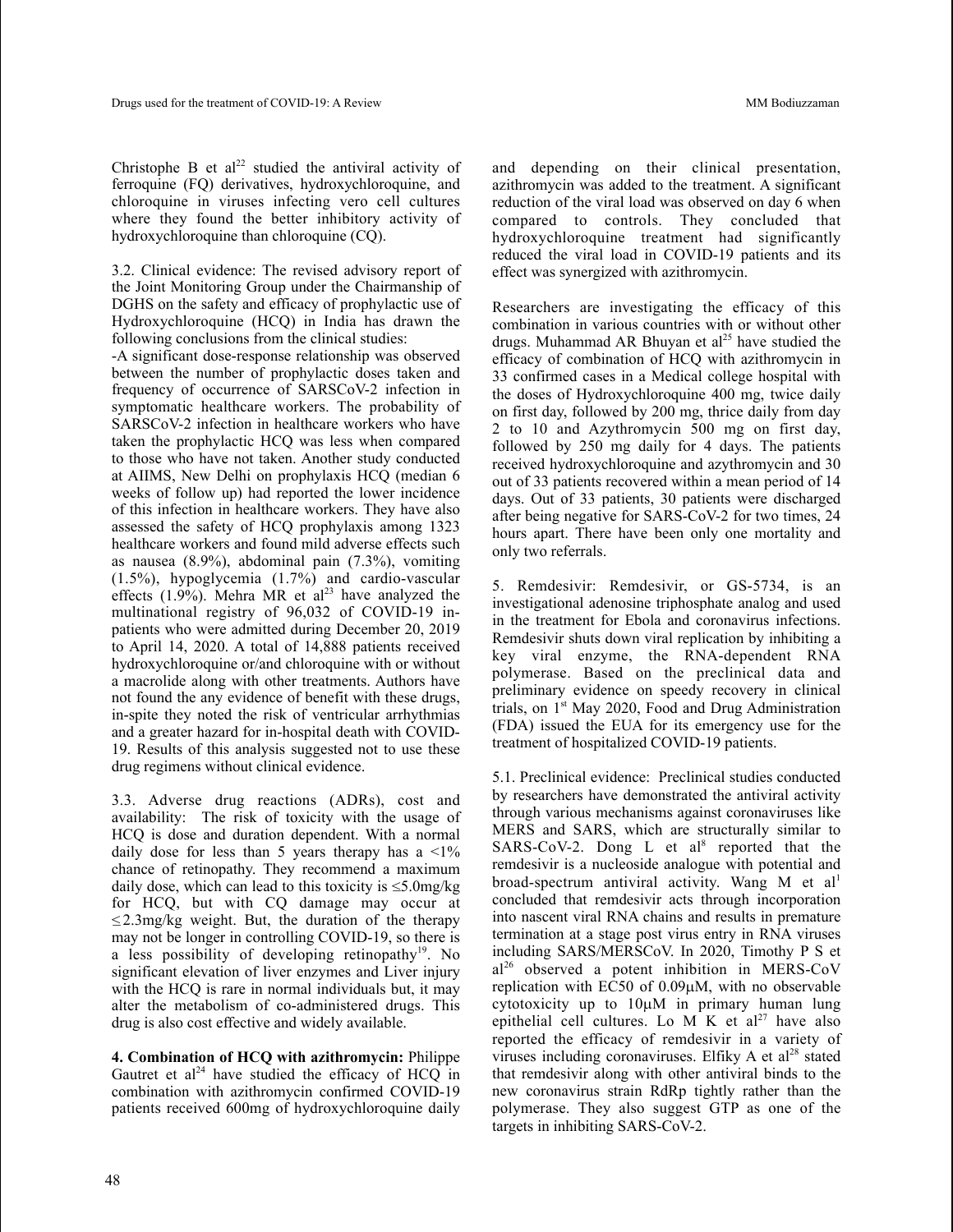Christophe B et al[22] studied the antiviral activity of ferroquine (FQ) derivatives, hydroxychloroquine, and chloroquine in viruses infecting vero cell cultures where they found the better inhibitory activity of hydroxychloroquine than chloroquine (CQ).

3.2. Clinical evidence: The revised advisory report of the Joint Monitoring Group under the Chairmanship of DGHS on the safety and efficacy of prophylactic use of Hydroxychloroquine (HCQ) in India has drawn the following conclusions from the clinical studies:

-A significant dose-response relationship was observed between the number of prophylactic doses taken and frequency of occurrence of SARSCoV-2 infection in symptomatic healthcare workers. The probability of SARSCoV-2 infection in healthcare workers who have taken the prophylactic HCQ was less when compared to those who have not taken. Another study conducted at AIIMS, New Delhi on prophylaxis HCQ (median 6 weeks of follow up) had reported the lower incidence of this infection in healthcare workers. They have also assessed the safety of HCQ prophylaxis among 1323 healthcare workers and found mild adverse effects such as nausea (8.9%), abdominal pain (7.3%), vomiting (1.5%), hypoglycemia (1.7%) and cardio-vascular effects (1.9%). Mehra MR et al[23] have analyzed the multinational registry of 96,032 of COVID-19 in-patients who were admitted during December 20, 2019 to April 14, 2020. A total of 14,888 patients received hydroxychloroquine or/and chloroquine with or without a macrolide along with other treatments. Authors have not found the any evidence of benefit with these drugs, in-spite they noted the risk of ventricular arrhythmias and a greater hazard for in-hospital death with COVID-19. Results of this analysis suggested not to use these drug regimens without clinical evidence.

3.3. Adverse drug reactions (ADRs), cost and availability: The risk of toxicity with the usage of HCQ is dose and duration dependent. With a normal daily dose for less than 5 years therapy has a <1% chance of retinopathy. They recommend a maximum daily dose, which can lead to this toxicity is ≤5.0mg/kg for HCQ, but with CQ damage may occur at ≤2.3mg/kg weight. But, the duration of the therapy may not be longer in controlling COVID-19, so there is a less possibility of developing retinopathy[19]. No significant elevation of liver enzymes and Liver injury with the HCQ is rare in normal individuals but, it may alter the metabolism of co-administered drugs. This drug is also cost effective and widely available.

**4. Combination of HCQ with azithromycin:** Philippe Gautret et al[24] have studied the efficacy of HCQ in combination with azithromycin confirmed COVID-19 patients received 600mg of hydroxychloroquine daily and depending on their clinical presentation, azithromycin was added to the treatment. A significant reduction of the viral load was observed on day 6 when compared to controls. They concluded that hydroxychloroquine treatment had significantly reduced the viral load in COVID-19 patients and its effect was synergized with azithromycin.

Researchers are investigating the efficacy of this combination in various countries with or without other drugs. Muhammad AR Bhuyan et al[25] have studied the efficacy of combination of HCQ with azithromycin in 33 confirmed cases in a Medical college hospital with the doses of Hydroxychloroquine 400 mg, twice daily on first day, followed by 200 mg, thrice daily from day 2 to 10 and Azythromycin 500 mg on first day, followed by 250 mg daily for 4 days. The patients received hydroxychloroquine and azythromycin and 30 out of 33 patients recovered within a mean period of 14 days. Out of 33 patients, 30 patients were discharged after being negative for SARS-CoV-2 for two times, 24 hours apart. There have been only one mortality and only two referrals.

5. Remdesivir: Remdesivir, or GS-5734, is an investigational adenosine triphosphate analog and used in the treatment for Ebola and coronavirus infections. Remdesivir shuts down viral replication by inhibiting a key viral enzyme, the RNA-dependent RNA polymerase. Based on the preclinical data and preliminary evidence on speedy recovery in clinical trials, on 1st May 2020, Food and Drug Administration (FDA) issued the EUA for its emergency use for the treatment of hospitalized COVID-19 patients.

5.1. Preclinical evidence: Preclinical studies conducted by researchers have demonstrated the antiviral activity through various mechanisms against coronaviruses like MERS and SARS, which are structurally similar to SARS-CoV-2. Dong L et al[8] reported that the remdesivir is a nucleoside analogue with potential and broad-spectrum antiviral activity. Wang M et al[1] concluded that remdesivir acts through incorporation into nascent viral RNA chains and results in premature termination at a stage post virus entry in RNA viruses including SARS/MERSCoV. In 2020, Timothy P S et al[26] observed a potent inhibition in MERS-CoV replication with EC50 of 0.09μM, with no observable cytotoxicity up to 10μM in primary human lung epithelial cell cultures. Lo M K et al[27] have also reported the efficacy of remdesivir in a variety of viruses including coronaviruses. Elfiky A et al[28] stated that remdesivir along with other antiviral binds to the new coronavirus strain RdRp tightly rather than the polymerase. They also suggest GTP as one of the targets in inhibiting SARS-CoV-2.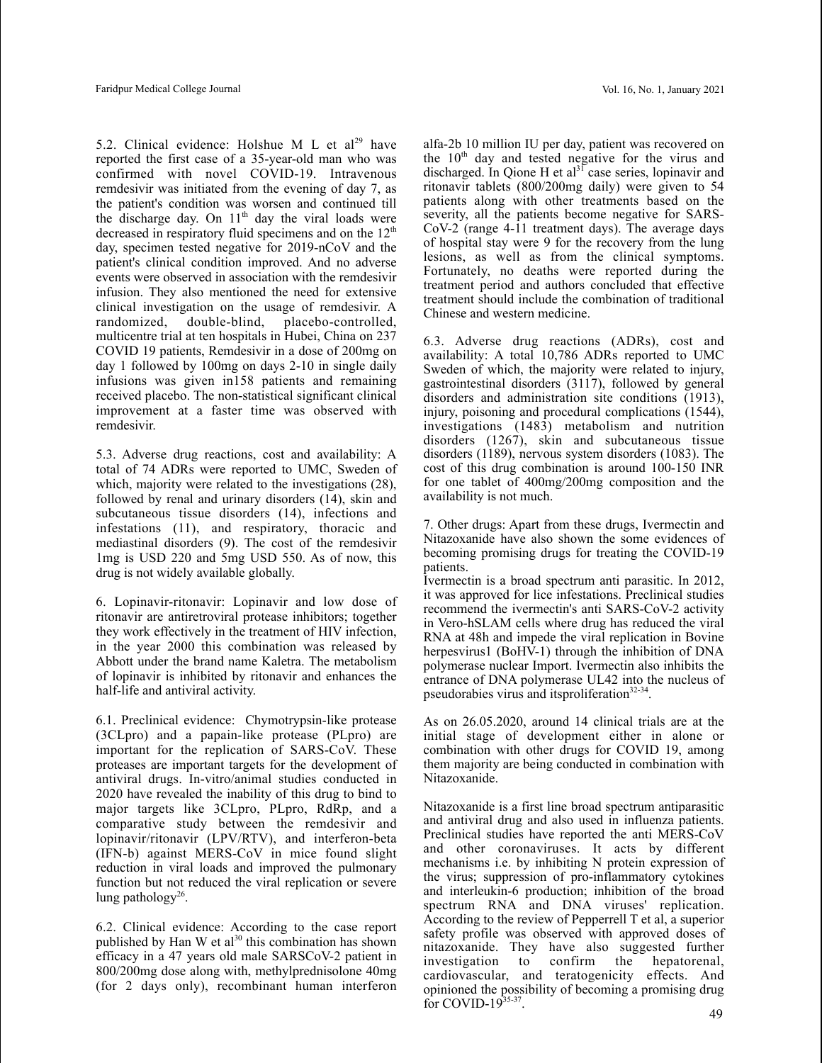5.2. Clinical evidence: Holshue M L et al[29] have reported the first case of a 35-year-old man who was confirmed with novel COVID-19. Intravenous remdesivir was initiated from the evening of day 7, as the patient's condition was worsen and continued till the discharge day. On 11th day the viral loads were decreased in respiratory fluid specimens and on the 12th day, specimen tested negative for 2019-nCoV and the patient's clinical condition improved. And no adverse events were observed in association with the remdesivir infusion. They also mentioned the need for extensive clinical investigation on the usage of remdesivir. A randomized, double-blind, placebo-controlled, multicentre trial at ten hospitals in Hubei, China on 237 COVID 19 patients, Remdesivir in a dose of 200mg on day 1 followed by 100mg on days 2-10 in single daily infusions was given in158 patients and remaining received placebo. The non-statistical significant clinical improvement at a faster time was observed with remdesivir.

5.3. Adverse drug reactions, cost and availability: A total of 74 ADRs were reported to UMC, Sweden of which, majority were related to the investigations (28), followed by renal and urinary disorders (14), skin and subcutaneous tissue disorders (14), infections and infestations (11), and respiratory, thoracic and mediastinal disorders (9). The cost of the remdesivir 1mg is USD 220 and 5mg USD 550. As of now, this drug is not widely available globally.

6. Lopinavir-ritonavir: Lopinavir and low dose of ritonavir are antiretroviral protease inhibitors; together they work effectively in the treatment of HIV infection, in the year 2000 this combination was released by Abbott under the brand name Kaletra. The metabolism of lopinavir is inhibited by ritonavir and enhances the half-life and antiviral activity.

6.1. Preclinical evidence: Chymotrypsin-like protease (3CLpro) and a papain-like protease (PLpro) are important for the replication of SARS-CoV. These proteases are important targets for the development of antiviral drugs. In-vitro/animal studies conducted in 2020 have revealed the inability of this drug to bind to major targets like 3CLpro, PLpro, RdRp, and a comparative study between the remdesivir and lopinavir/ritonavir (LPV/RTV), and interferon-beta (IFN-b) against MERS-CoV in mice found slight reduction in viral loads and improved the pulmonary function but not reduced the viral replication or severe lung pathology[26].

6.2. Clinical evidence: According to the case report published by Han W et al[30] this combination has shown efficacy in a 47 years old male SARSCoV-2 patient in 800/200mg dose along with, methylprednisolone 40mg (for 2 days only), recombinant human interferon alfa-2b 10 million IU per day, patient was recovered on the 10th day and tested negative for the virus and discharged. In Qione H et al[31] case series, lopinavir and ritonavir tablets (800/200mg daily) were given to 54 patients along with other treatments based on the severity, all the patients become negative for SARS-CoV-2 (range 4-11 treatment days). The average days of hospital stay were 9 for the recovery from the lung lesions, as well as from the clinical symptoms. Fortunately, no deaths were reported during the treatment period and authors concluded that effective treatment should include the combination of traditional Chinese and western medicine.

6.3. Adverse drug reactions (ADRs), cost and availability: A total 10,786 ADRs reported to UMC Sweden of which, the majority were related to injury, gastrointestinal disorders (3117), followed by general disorders and administration site conditions (1913), injury, poisoning and procedural complications (1544), investigations (1483) metabolism and nutrition disorders (1267), skin and subcutaneous tissue disorders (1189), nervous system disorders (1083). The cost of this drug combination is around 100-150 INR for one tablet of 400mg/200mg composition and the availability is not much.

7. Other drugs: Apart from these drugs, Ivermectin and Nitazoxanide have also shown the some evidences of becoming promising drugs for treating the COVID-19 patients.

Ivermectin is a broad spectrum anti parasitic. In 2012, it was approved for lice infestations. Preclinical studies recommend the ivermectin's anti SARS-CoV-2 activity in Vero-hSLAM cells where drug has reduced the viral RNA at 48h and impede the viral replication in Bovine herpesvirus1 (BoHV-1) through the inhibition of DNA polymerase nuclear Import. Ivermectin also inhibits the entrance of DNA polymerase UL42 into the nucleus of pseudorabies virus and itsproliferation[32-34].

As on 26.05.2020, around 14 clinical trials are at the initial stage of development either in alone or combination with other drugs for COVID 19, among them majority are being conducted in combination with Nitazoxanide.

Nitazoxanide is a first line broad spectrum antiparasitic and antiviral drug and also used in influenza patients. Preclinical studies have reported the anti MERS-CoV and other coronaviruses. It acts by different mechanisms i.e. by inhibiting N protein expression of the virus; suppression of pro-inflammatory cytokines and interleukin-6 production; inhibition of the broad spectrum RNA and DNA viruses' replication. According to the review of Pepperrell T et al, a superior safety profile was observed with approved doses of nitazoxanide. They have also suggested further investigation to confirm the hepatorenal, cardiovascular, and teratogenicity effects. And opinioned the possibility of becoming a promising drug for COVID-19[35-37].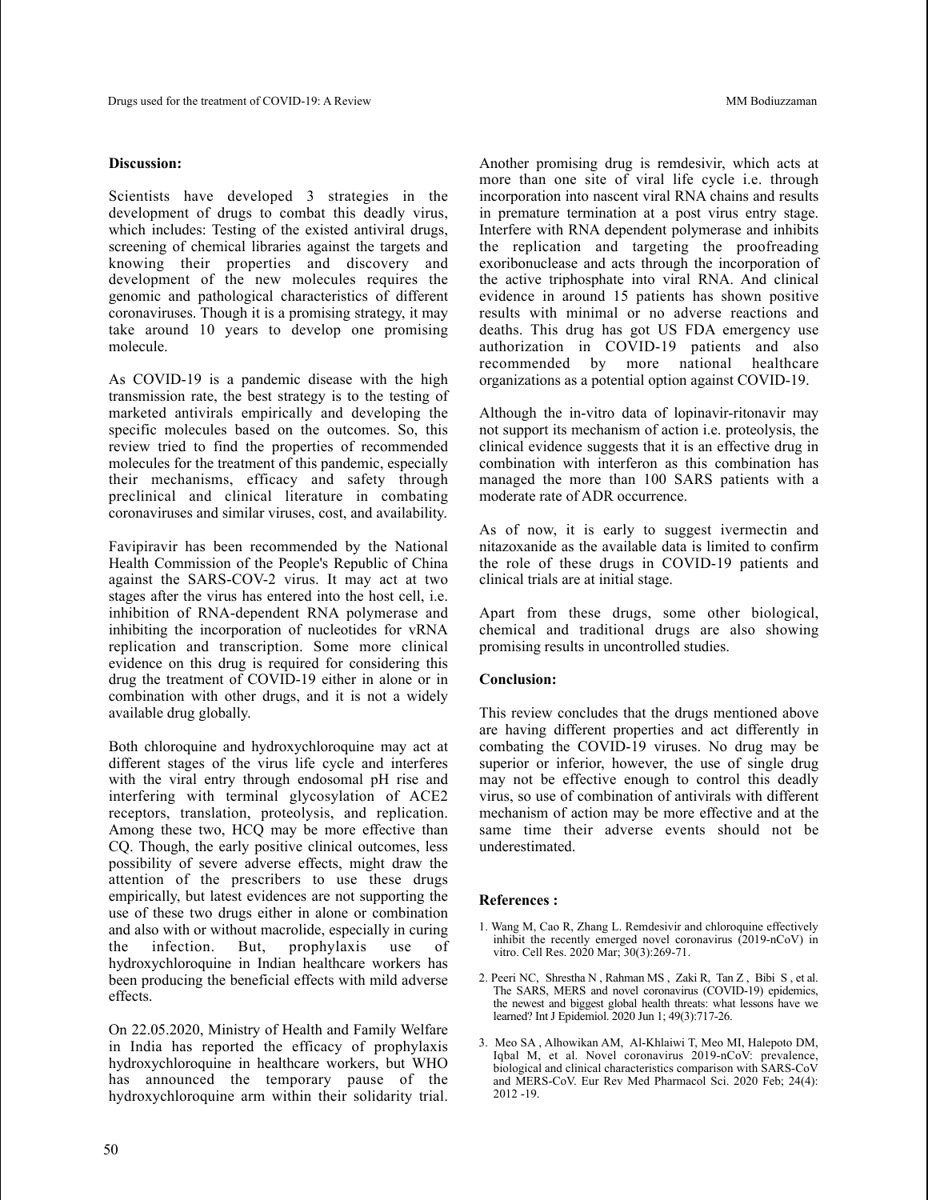## Discussion:

Scientists have developed 3 strategies in the development of drugs to combat this deadly virus, which includes: Testing of the existed antiviral drugs, screening of chemical libraries against the targets and knowing their properties and discovery and development of the new molecules requires the genomic and pathological characteristics of different coronaviruses. Though it is a promising strategy, it may take around 10 years to develop one promising molecule.

As COVID-19 is a pandemic disease with the high transmission rate, the best strategy is to the testing of marketed antivirals empirically and developing the specific molecules based on the outcomes. So, this review tried to find the properties of recommended molecules for the treatment of this pandemic, especially their mechanisms, efficacy and safety through preclinical and clinical literature in combating coronaviruses and similar viruses, cost, and availability.

Favipiravir has been recommended by the National Health Commission of the People's Republic of China against the SARS-COV-2 virus. It may act at two stages after the virus has entered into the host cell, i.e. inhibition of RNA-dependent RNA polymerase and inhibiting the incorporation of nucleotides for vRNA replication and transcription. Some more clinical evidence on this drug is required for considering this drug the treatment of COVID-19 either in alone or in combination with other drugs, and it is not a widely available drug globally.

Both chloroquine and hydroxychloroquine may act at different stages of the virus life cycle and interferes with the viral entry through endosomal pH rise and interfering with terminal glycosylation of ACE2 receptors, translation, proteolysis, and replication. Among these two, HCQ may be more effective than CQ. Though, the early positive clinical outcomes, less possibility of severe adverse effects, might draw the attention of the prescribers to use these drugs empirically, but latest evidences are not supporting the use of these two drugs either in alone or combination and also with or without macrolide, especially in curing the infection. But, prophylaxis use of hydroxychloroquine in Indian healthcare workers has been producing the beneficial effects with mild adverse effects.

On 22.05.2020, Ministry of Health and Family Welfare in India has reported the efficacy of prophylaxis hydroxychloroquine in healthcare workers, but WHO has announced the temporary pause of the hydroxychloroquine arm within their solidarity trial.

Another promising drug is remdesivir, which acts at more than one site of viral life cycle i.e. through incorporation into nascent viral RNA chains and results in premature termination at a post virus entry stage. Interfere with RNA dependent polymerase and inhibits the replication and targeting the proofreading exoribonuclease and acts through the incorporation of the active triphosphate into viral RNA. And clinical evidence in around 15 patients has shown positive results with minimal or no adverse reactions and deaths. This drug has got US FDA emergency use authorization in COVID-19 patients and also recommended by more national healthcare organizations as a potential option against COVID-19.

Although the in-vitro data of lopinavir-ritonavir may not support its mechanism of action i.e. proteolysis, the clinical evidence suggests that it is an effective drug in combination with interferon as this combination has managed the more than 100 SARS patients with a moderate rate of ADR occurrence.

As of now, it is early to suggest ivermectin and nitazoxanide as the available data is limited to confirm the role of these drugs in COVID-19 patients and clinical trials are at initial stage.

Apart from these drugs, some other biological, chemical and traditional drugs are also showing promising results in uncontrolled studies.

## Conclusion:

This review concludes that the drugs mentioned above are having different properties and act differently in combating the COVID-19 viruses. No drug may be superior or inferior, however, the use of single drug may not be effective enough to control this deadly virus, so use of combination of antivirals with different mechanism of action may be more effective and at the same time their adverse events should not be underestimated.

## References :

1. Wang M, Cao R, Zhang L. Remdesivir and chloroquine effectively inhibit the recently emerged novel coronavirus (2019-nCoV) in vitro. Cell Res. 2020 Mar; 30(3):269-71.
2. Peeri NC, Shrestha N , Rahman MS , Zaki R, Tan Z , Bibi S , et al. The SARS, MERS and novel coronavirus (COVID-19) epidemics, the newest and biggest global health threats: what lessons have we learned? Int J Epidemiol. 2020 Jun 1; 49(3):717-26.
3. Meo SA , Alhowikan AM, Al-Khlaiwi T, Meo MI, Halepoto DM, Iqbal M, et al. Novel coronavirus 2019-nCoV: prevalence, biological and clinical characteristics comparison with SARS-CoV and MERS-CoV. Eur Rev Med Pharmacol Sci. 2020 Feb; 24(4): 2012 -19.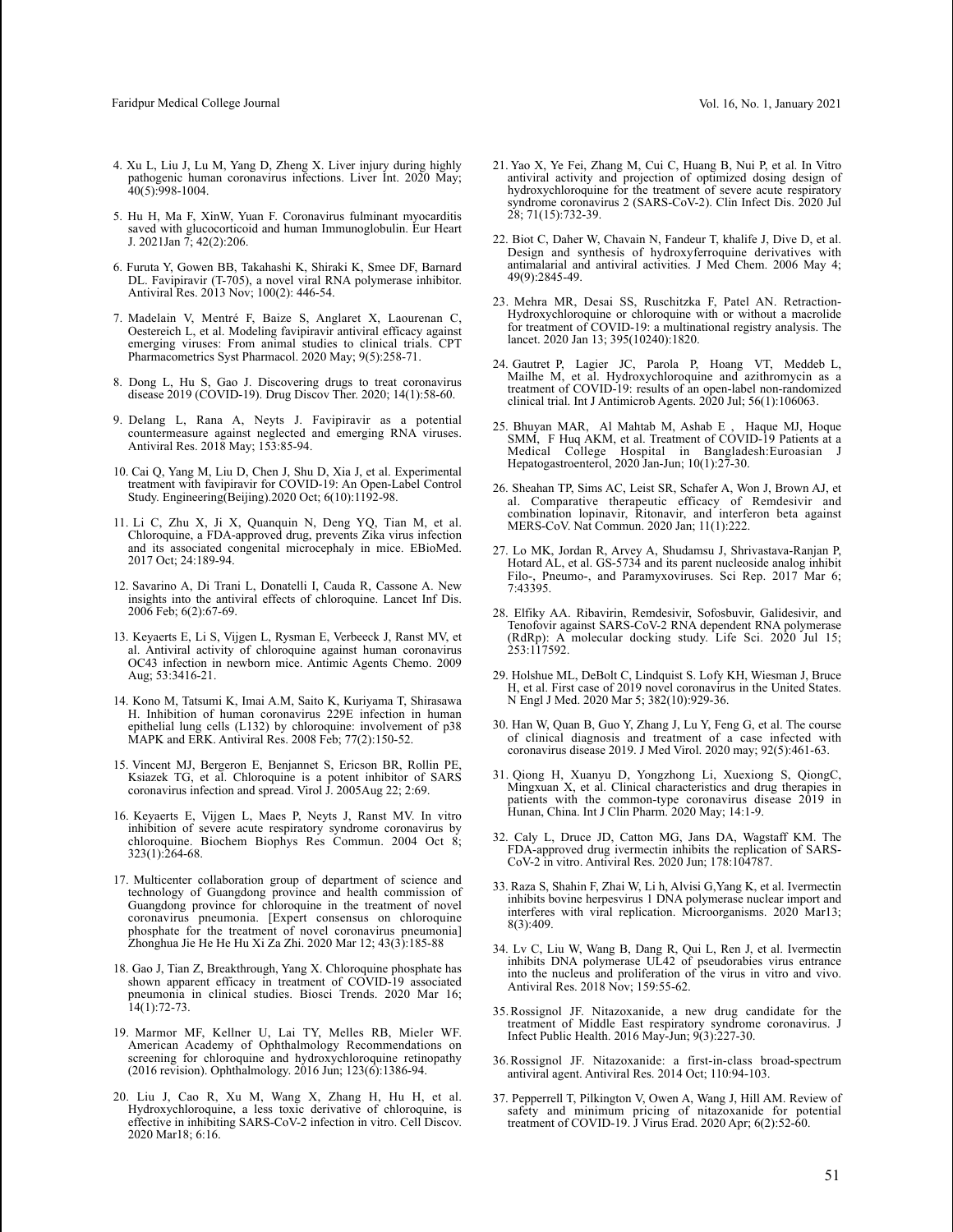4. Xu L, Liu J, Lu M, Yang D, Zheng X. Liver injury during highly pathogenic human coronavirus infections. Liver Int. 2020 May; 40(5):998-1004.

5. Hu H, Ma F, XinW, Yuan F. Coronavirus fulminant myocarditis saved with glucocorticoid and human Immunoglobulin. Eur Heart J. 2021Jan 7; 42(2):206.

6. Furuta Y, Gowen BB, Takahashi K, Shiraki K, Smee DF, Barnard DL. Favipiravir (T-705), a novel viral RNA polymerase inhibitor. Antiviral Res. 2013 Nov; 100(2): 446-54.

7. Madelain V, Mentré F, Baize S, Anglaret X, Laourenan C, Oestereich L, et al. Modeling favipiravir antiviral efficacy against emerging viruses: From animal studies to clinical trials. CPT Pharmacometrics Syst Pharmacol. 2020 May; 9(5):258-71.

8. Dong L, Hu S, Gao J. Discovering drugs to treat coronavirus disease 2019 (COVID-19). Drug Discov Ther. 2020; 14(1):58-60.

9. Delang L, Rana A, Neyts J. Favipiravir as a potential countermeasure against neglected and emerging RNA viruses. Antiviral Res. 2018 May; 153:85-94.

10. Cai Q, Yang M, Liu D, Chen J, Shu D, Xia J, et al. Experimental treatment with favipiravir for COVID-19: An Open-Label Control Study. Engineering(Beijing).2020 Oct; 6(10):1192-98.

11. Li C, Zhu X, Ji X, Quanquin N, Deng YQ, Tian M, et al. Chloroquine, a FDA-approved drug, prevents Zika virus infection and its associated congenital microcephaly in mice. EBioMed. 2017 Oct; 24:189-94.

12. Savarino A, Di Trani L, Donatelli I, Cauda R, Cassone A. New insights into the antiviral effects of chloroquine. Lancet Inf Dis. 2006 Feb; 6(2):67-69.

13. Keyaerts E, Li S, Vijgen L, Rysman E, Verbeeck J, Ranst MV, et al. Antiviral activity of chloroquine against human coronavirus OC43 infection in newborn mice. Antimic Agents Chemo. 2009 Aug; 53:3416-21.

14. Kono M, Tatsumi K, Imai A.M, Saito K, Kuriyama T, Shirasawa H. Inhibition of human coronavirus 229E infection in human epithelial lung cells (L132) by chloroquine: involvement of p38 MAPK and ERK. Antiviral Res. 2008 Feb; 77(2):150-52.

15. Vincent MJ, Bergeron E, Benjannet S, Ericson BR, Rollin PE, Ksiazek TG, et al. Chloroquine is a potent inhibitor of SARS coronavirus infection and spread. Virol J. 2005Aug 22; 2:69.

16. Keyaerts E, Vijgen L, Maes P, Neyts J, Ranst MV. In vitro inhibition of severe acute respiratory syndrome coronavirus by chloroquine. Biochem Biophys Res Commun. 2004 Oct 8; 323(1):264-68.

17. Multicenter collaboration group of department of science and technology of Guangdong province and health commission of Guangdong province for chloroquine in the treatment of novel coronavirus pneumonia. [Expert consensus on chloroquine phosphate for the treatment of novel coronavirus pneumonia] Zhonghua Jie He He Hu Xi Za Zhi. 2020 Mar 12; 43(3):185-88

18. Gao J, Tian Z, Breakthrough, Yang X. Chloroquine phosphate has shown apparent efficacy in treatment of COVID-19 associated pneumonia in clinical studies. Biosci Trends. 2020 Mar 16; 14(1):72-73.

19. Marmor MF, Kellner U, Lai TY, Melles RB, Mieler WF. American Academy of Ophthalmology Recommendations on screening for chloroquine and hydroxychloroquine retinopathy (2016 revision). Ophthalmology. 2016 Jun; 123(6):1386-94.

20. Liu J, Cao R, Xu M, Wang X, Zhang H, Hu H, et al. Hydroxychloroquine, a less toxic derivative of chloroquine, is effective in inhibiting SARS-CoV-2 infection in vitro. Cell Discov. 2020 Mar18; 6:16.

21. Yao X, Ye Fei, Zhang M, Cui C, Huang B, Nui P, et al. In Vitro antiviral activity and projection of optimized dosing design of hydroxychloroquine for the treatment of severe acute respiratory syndrome coronavirus 2 (SARS-CoV-2). Clin Infect Dis. 2020 Jul 28; 71(15):732-39.

22. Biot C, Daher W, Chavain N, Fandeur T, khalife J, Dive D, et al. Design and synthesis of hydroxyferroquine derivatives with antimalarial and antiviral activities. J Med Chem. 2006 May 4; 49(9):2845-49.

23. Mehra MR, Desai SS, Ruschitzka F, Patel AN. Retraction-Hydroxychloroquine or chloroquine with or without a macrolide for treatment of COVID-19: a multinational registry analysis. The lancet. 2020 Jan 13; 395(10240):1820.

24. Gautret P, Lagier JC, Parola P, Hoang VT, Meddeb L, Mailhe M, et al. Hydroxychloroquine and azithromycin as a treatment of COVID-19: results of an open-label non-randomized clinical trial. Int J Antimicrob Agents. 2020 Jul; 56(1):106063.

25. Bhuyan MAR, Al Mahtab M, Ashab E , Haque MJ, Hoque SMM, F Huq AKM, et al. Treatment of COVID-19 Patients at a Medical College Hospital in Bangladesh:Euroasian J Hepatogastroenterol, 2020 Jan-Jun; 10(1):27-30.

26. Sheahan TP, Sims AC, Leist SR, Schafer A, Won J, Brown AJ, et al. Comparative therapeutic efficacy of Remdesivir and combination lopinavir, Ritonavir, and interferon beta against MERS-CoV. Nat Commun. 2020 Jan; 11(1):222.

27. Lo MK, Jordan R, Arvey A, Shudamsu J, Shrivastava-Ranjan P, Hotard AL, et al. GS-5734 and its parent nucleoside analog inhibit Filo-, Pneumo-, and Paramyxoviruses. Sci Rep. 2017 Mar 6; 7:43395.

28. Elfiky AA. Ribavirin, Remdesivir, Sofosbuvir, Galidesivir, and Tenofovir against SARS-CoV-2 RNA dependent RNA polymerase (RdRp): A molecular docking study. Life Sci. 2020 Jul 15; 253:117592.

29. Holshue ML, DeBolt C, Lindquist S. Lofy KH, Wiesman J, Bruce H, et al. First case of 2019 novel coronavirus in the United States. N Engl J Med. 2020 Mar 5; 382(10):929-36.

30. Han W, Quan B, Guo Y, Zhang J, Lu Y, Feng G, et al. The course of clinical diagnosis and treatment of a case infected with coronavirus disease 2019. J Med Virol. 2020 may; 92(5):461-63.

31. Qiong H, Xuanyu D, Yongzhong Li, Xuexiong S, QiongC, Mingxuan X, et al. Clinical characteristics and drug therapies in patients with the common-type coronavirus disease 2019 in Hunan, China. Int J Clin Pharm. 2020 May; 14:1-9.

32. Caly L, Druce JD, Catton MG, Jans DA, Wagstaff KM. The FDA-approved drug ivermectin inhibits the replication of SARS-CoV-2 in vitro. Antiviral Res. 2020 Jun; 178:104787.

33. Raza S, Shahin F, Zhai W, Li h, Alvisi G,Yang K, et al. Ivermectin inhibits bovine herpesvirus 1 DNA polymerase nuclear import and interferes with viral replication. Microorganisms. 2020 Mar13; 8(3):409.

34. Lv C, Liu W, Wang B, Dang R, Qui L, Ren J, et al. Ivermectin inhibits DNA polymerase UL42 of pseudorabies virus entrance into the nucleus and proliferation of the virus in vitro and vivo. Antiviral Res. 2018 Nov; 159:55-62.

35. Rossignol JF. Nitazoxanide, a new drug candidate for the treatment of Middle East respiratory syndrome coronavirus. J Infect Public Health. 2016 May-Jun; 9(3):227-30.

36. Rossignol JF. Nitazoxanide: a first-in-class broad-spectrum antiviral agent. Antiviral Res. 2014 Oct; 110:94-103.

37. Pepperrell T, Pilkington V, Owen A, Wang J, Hill AM. Review of safety and minimum pricing of nitazoxanide for potential treatment of COVID-19. J Virus Erad. 2020 Apr; 6(2):52-60.